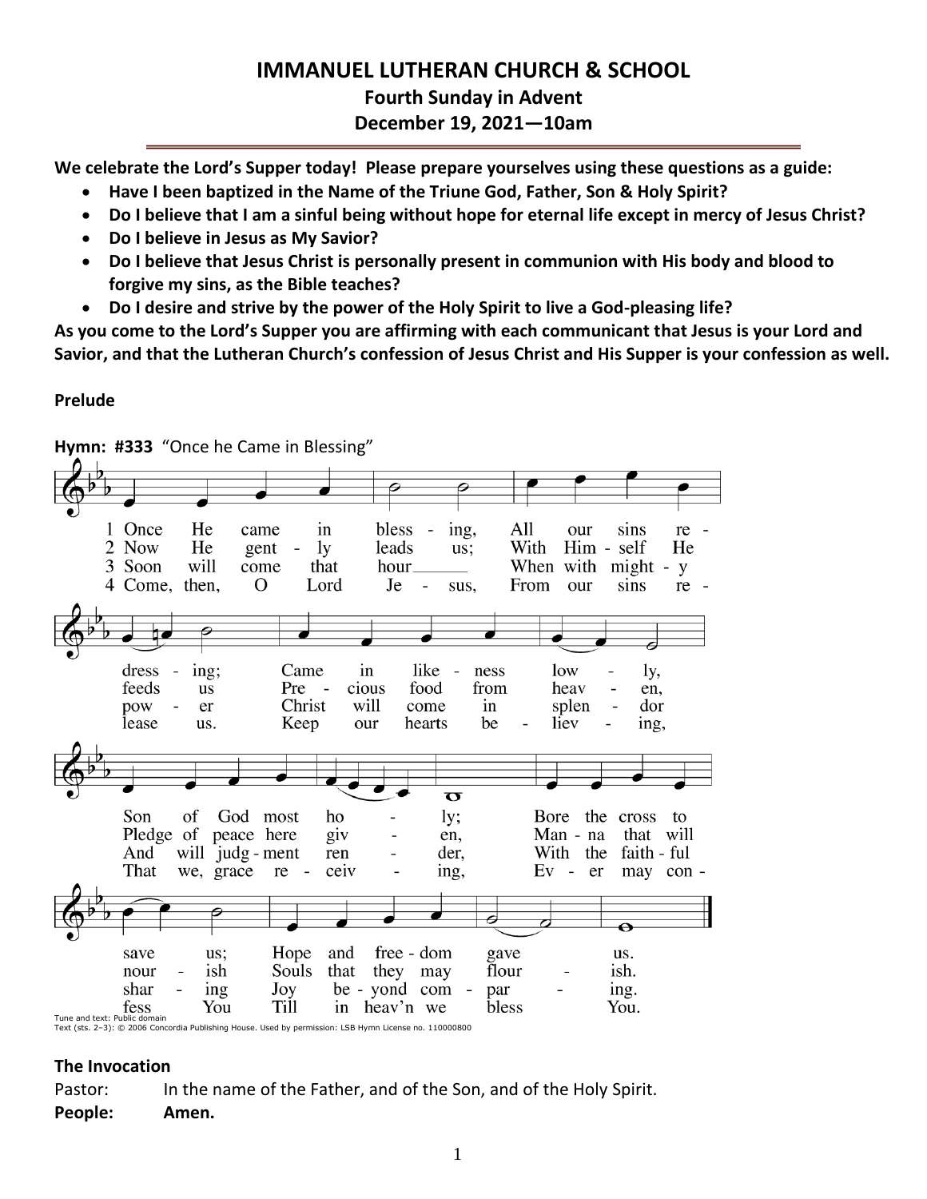# IMMANUEL LUTHERAN CHURCH & SCHOOL

## Fourth Sunday in Advent

## December 19, 2021—10am

**We celebrate the Lord's Supper today! Please prepare yourselves using these questions as a guide:**

- **Have I been baptized in the Name of the Triune God, Father, Son & Holy Spirit?**
- **Do I believe that I am a sinful being without hope for eternal life except in mercy of Jesus Christ?**
- **Do I believe in Jesus as My Savior?**
- **Do I believe that Jesus Christ is personally present in communion with His body and blood to forgive my sins, as the Bible teaches?**
- **Do I desire and strive by the power of the Holy Spirit to live a God-pleasing life?**

**As you come to the Lord's Supper you are affirming with each communicant that Jesus is your Lord and Savior, and that the Lutheran Church's confession of Jesus Christ and His Supper is your confession as well.**

**Prelude**

**Hymn: #333** "Once he Came in Blessing"

1 Once He came in blessing, All our sins redressing; Came in likeness lowly, Son of God most holy; Bore the cross to save us; Hope and freedom gave us.

2 Now He gently leads us; With Himself He feeds us Precious food from heaven, Pledge of peace here given, Manna that will nourish Souls that they may flourish.

3 Soon will come that hour When with mighty power Christ will come in splendor And will judgment render, With the faithful sharing Joy beyond comparing.

4 Come, then, O Lord Jesus, From our sins release us. Keep our hearts believing, That we, grace receiving, Ever may confess You Till in heav'n we bless You.

Tune and text: Public domain
Text (sts. 2–3): © 2006 Concordia Publishing House. Used by permission: LSB Hymn License no. 110000800

**The Invocation**

Pastor: In the name of the Father, and of the Son, and of the Holy Spirit.

**People: Amen.**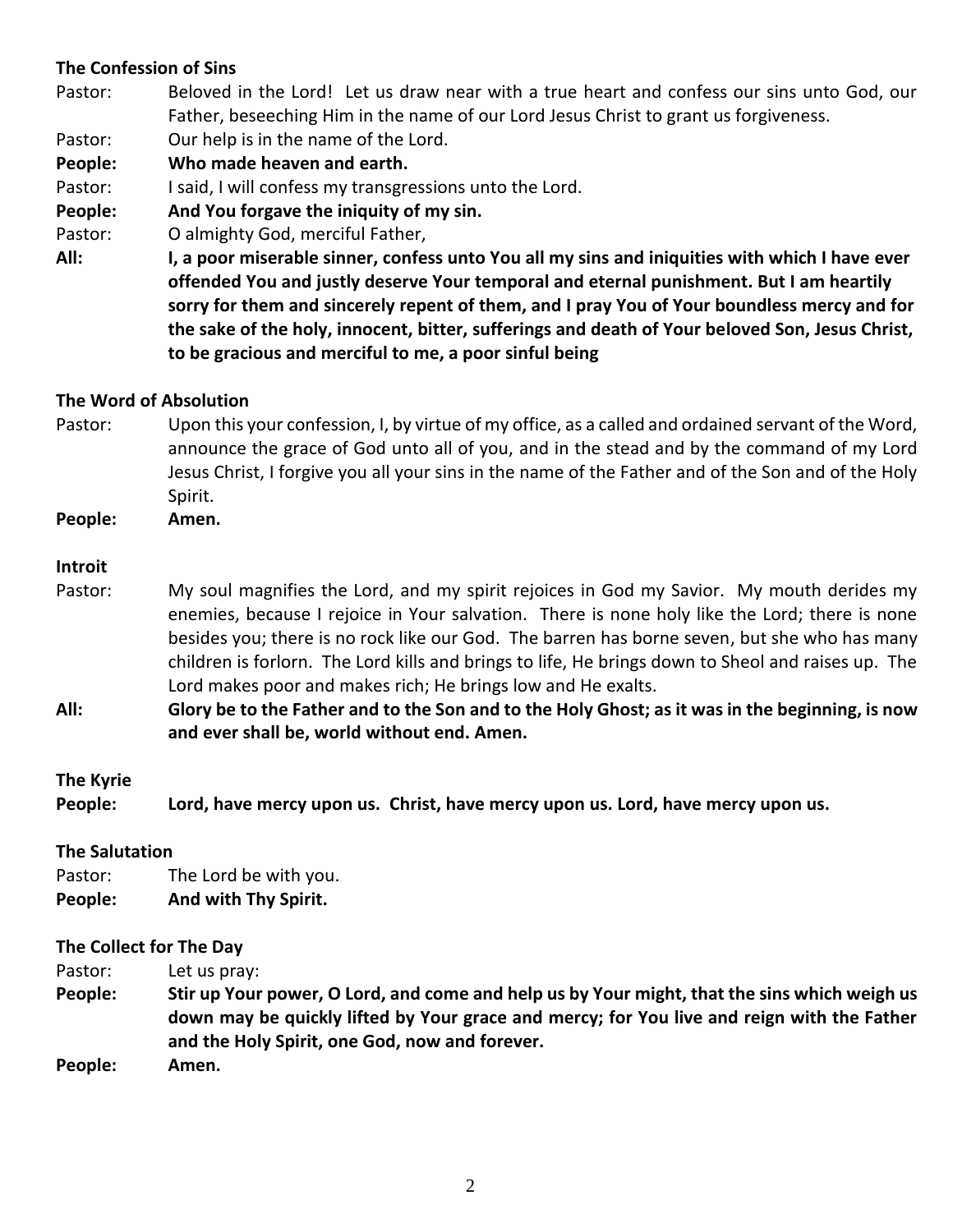**The Confession of Sins**

Pastor: Beloved in the Lord! Let us draw near with a true heart and confess our sins unto God, our Father, beseeching Him in the name of our Lord Jesus Christ to grant us forgiveness.

Pastor: Our help is in the name of the Lord.

**People: Who made heaven and earth.**

Pastor: I said, I will confess my transgressions unto the Lord.

**People: And You forgave the iniquity of my sin.**

Pastor: O almighty God, merciful Father,

**All: I, a poor miserable sinner, confess unto You all my sins and iniquities with which I have ever offended You and justly deserve Your temporal and eternal punishment. But I am heartily sorry for them and sincerely repent of them, and I pray You of Your boundless mercy and for the sake of the holy, innocent, bitter, sufferings and death of Your beloved Son, Jesus Christ, to be gracious and merciful to me, a poor sinful being**

**The Word of Absolution**

Pastor: Upon this your confession, I, by virtue of my office, as a called and ordained servant of the Word, announce the grace of God unto all of you, and in the stead and by the command of my Lord Jesus Christ, I forgive you all your sins in the name of the Father and of the Son and of the Holy Spirit.

**People: Amen.**

**Introit**

Pastor: My soul magnifies the Lord, and my spirit rejoices in God my Savior. My mouth derides my enemies, because I rejoice in Your salvation. There is none holy like the Lord; there is none besides you; there is no rock like our God. The barren has borne seven, but she who has many children is forlorn. The Lord kills and brings to life, He brings down to Sheol and raises up. The Lord makes poor and makes rich; He brings low and He exalts.

**All: Glory be to the Father and to the Son and to the Holy Ghost; as it was in the beginning, is now and ever shall be, world without end. Amen.**

**The Kyrie**

**People: Lord, have mercy upon us. Christ, have mercy upon us. Lord, have mercy upon us.**

**The Salutation**

Pastor: The Lord be with you.

**People: And with Thy Spirit.**

**The Collect for The Day**

Pastor: Let us pray:

**People: Stir up Your power, O Lord, and come and help us by Your might, that the sins which weigh us down may be quickly lifted by Your grace and mercy; for You live and reign with the Father and the Holy Spirit, one God, now and forever.**

**People: Amen.**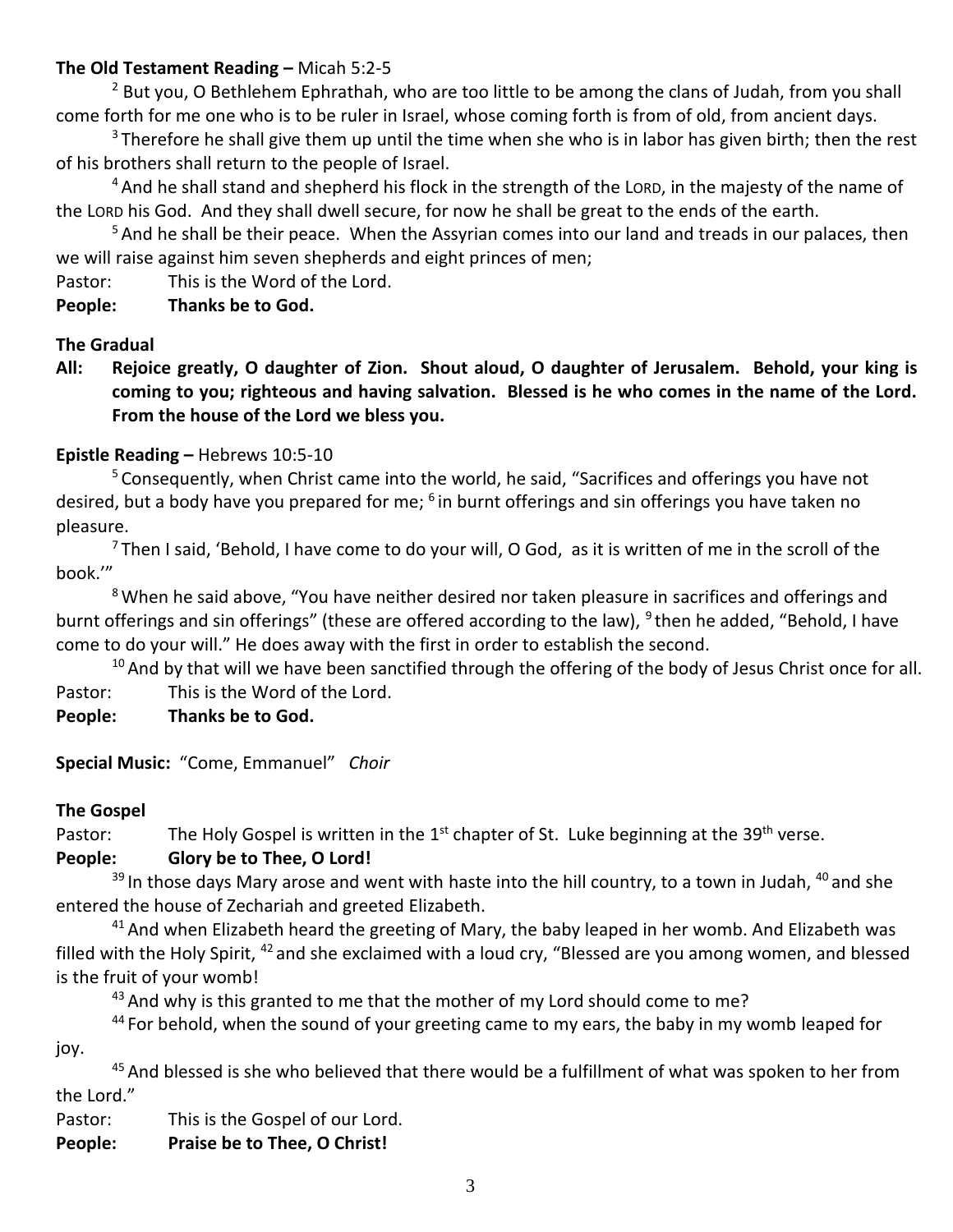**The Old Testament Reading –** Micah 5:2-5

[2] But you, O Bethlehem Ephrathah, who are too little to be among the clans of Judah, from you shall come forth for me one who is to be ruler in Israel, whose coming forth is from of old, from ancient days.

[3] Therefore he shall give them up until the time when she who is in labor has given birth; then the rest of his brothers shall return to the people of Israel.

[4] And he shall stand and shepherd his flock in the strength of the LORD, in the majesty of the name of the LORD his God. And they shall dwell secure, for now he shall be great to the ends of the earth.

[5] And he shall be their peace. When the Assyrian comes into our land and treads in our palaces, then we will raise against him seven shepherds and eight princes of men;

Pastor: This is the Word of the Lord.

**People: Thanks be to God.**

**The Gradual**

**All: Rejoice greatly, O daughter of Zion. Shout aloud, O daughter of Jerusalem. Behold, your king is coming to you; righteous and having salvation. Blessed is he who comes in the name of the Lord. From the house of the Lord we bless you.**

**Epistle Reading –** Hebrews 10:5-10

[5] Consequently, when Christ came into the world, he said, "Sacrifices and offerings you have not desired, but a body have you prepared for me; [6] in burnt offerings and sin offerings you have taken no pleasure.

[7] Then I said, 'Behold, I have come to do your will, O God, as it is written of me in the scroll of the book.'"

[8] When he said above, "You have neither desired nor taken pleasure in sacrifices and offerings and burnt offerings and sin offerings" (these are offered according to the law), [9] then he added, "Behold, I have come to do your will." He does away with the first in order to establish the second.

[10] And by that will we have been sanctified through the offering of the body of Jesus Christ once for all.

Pastor: This is the Word of the Lord.

**People: Thanks be to God.**

**Special Music:** "Come, Emmanuel" *Choir*

**The Gospel**

Pastor: The Holy Gospel is written in the 1st chapter of St. Luke beginning at the 39th verse.

**People: Glory be to Thee, O Lord!**

[39] In those days Mary arose and went with haste into the hill country, to a town in Judah, [40] and she entered the house of Zechariah and greeted Elizabeth.

[41] And when Elizabeth heard the greeting of Mary, the baby leaped in her womb. And Elizabeth was filled with the Holy Spirit, [42] and she exclaimed with a loud cry, "Blessed are you among women, and blessed is the fruit of your womb!

[43] And why is this granted to me that the mother of my Lord should come to me?

[44] For behold, when the sound of your greeting came to my ears, the baby in my womb leaped for joy.

[45] And blessed is she who believed that there would be a fulfillment of what was spoken to her from the Lord."

Pastor: This is the Gospel of our Lord.

**People: Praise be to Thee, O Christ!**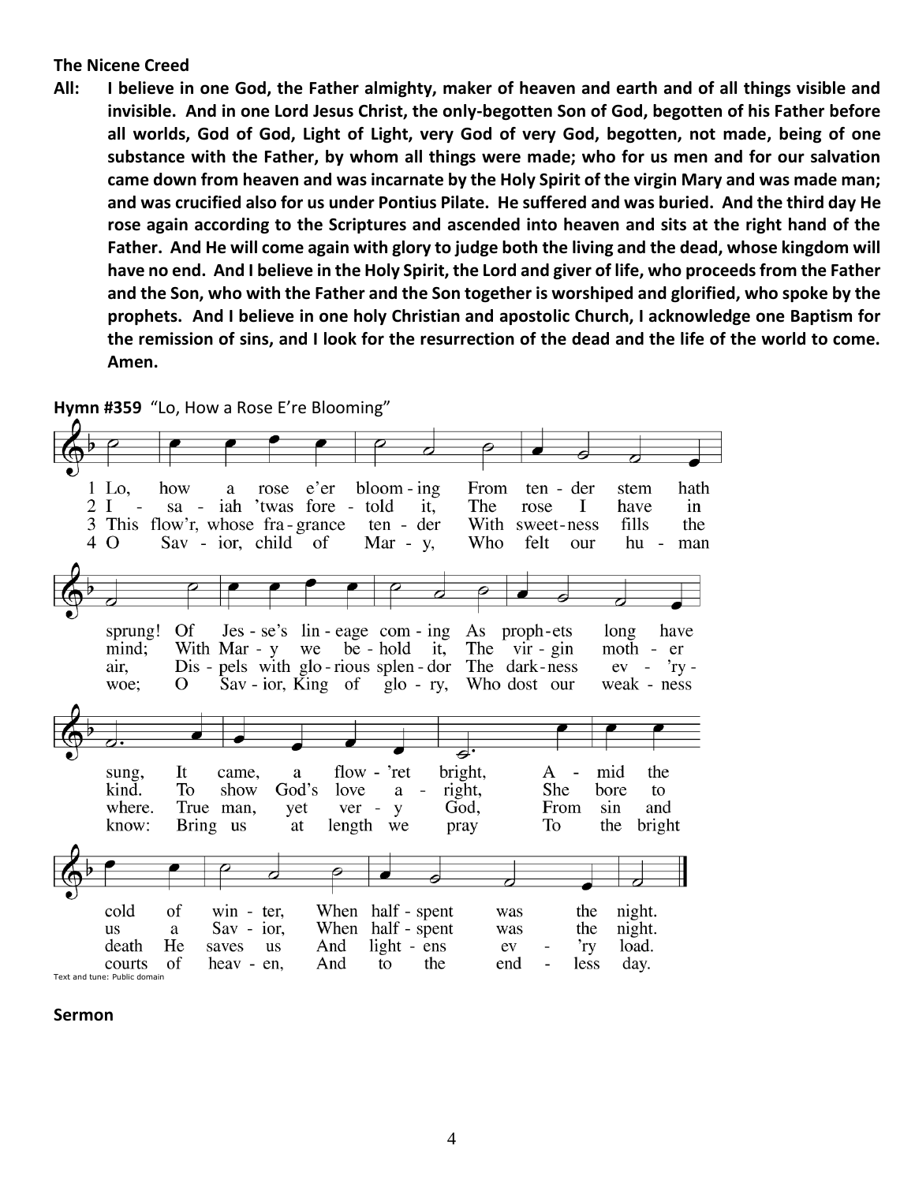**The Nicene Creed**

**All: I believe in one God, the Father almighty, maker of heaven and earth and of all things visible and invisible. And in one Lord Jesus Christ, the only-begotten Son of God, begotten of his Father before all worlds, God of God, Light of Light, very God of very God, begotten, not made, being of one substance with the Father, by whom all things were made; who for us men and for our salvation came down from heaven and was incarnate by the Holy Spirit of the virgin Mary and was made man; and was crucified also for us under Pontius Pilate. He suffered and was buried. And the third day He rose again according to the Scriptures and ascended into heaven and sits at the right hand of the Father. And He will come again with glory to judge both the living and the dead, whose kingdom will have no end. And I believe in the Holy Spirit, the Lord and giver of life, who proceeds from the Father and the Son, who with the Father and the Son together is worshiped and glorified, who spoke by the prophets. And I believe in one holy Christian and apostolic Church, I acknowledge one Baptism for the remission of sins, and I look for the resurrection of the dead and the life of the world to come. Amen.**

**Hymn #359** "Lo, How a Rose E're Blooming"

1 Lo, how a rose e'er blooming From tender stem hath sprung! Of Jesse's lineage coming As prophets long have sung, It came, a flow'ret bright, Amid the cold of winter, When half-spent was the night.

2 Isaiah 'twas foretold it, The rose I have in mind; With Mary we behold it, The virgin mother kind. To show God's love aright, She bore to us a Savior, When half-spent was the night.

3 This flow'r, whose fragrance tender With sweetness fills the air, Dispels with glorious splendor The darkness ev'rywhere. True man, yet very God, From sin and death He saves us And lightens ev'ry load.

4 O Savior, child of Mary, Who felt our human woe; O Savior, King of glory, Who dost our weakness know: Bring us at length we pray To the bright courts of heaven, And to the endless day.

Text and tune: Public domain

**Sermon**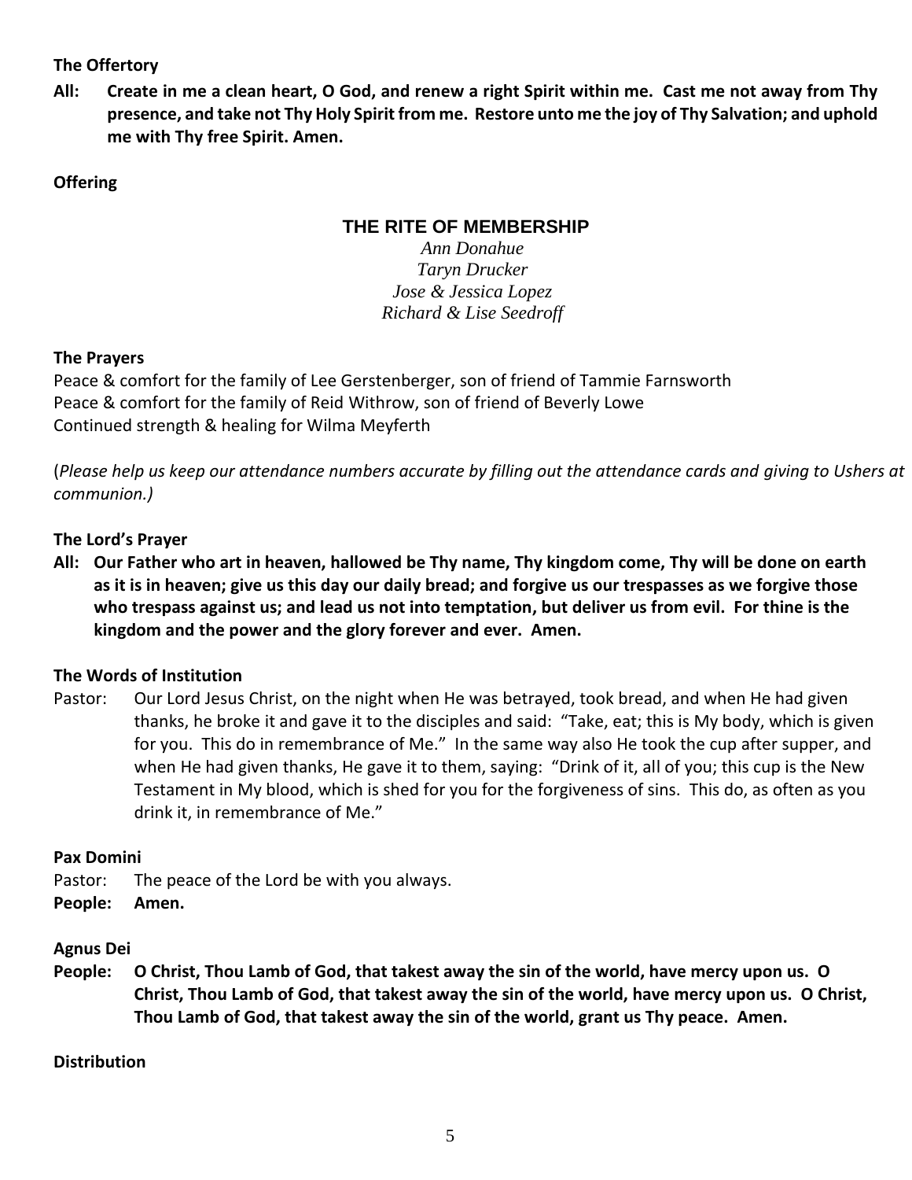**The Offertory**

**All: Create in me a clean heart, O God, and renew a right Spirit within me. Cast me not away from Thy presence, and take not Thy Holy Spirit from me. Restore unto me the joy of Thy Salvation; and uphold me with Thy free Spirit. Amen.**

**Offering**

## THE RITE OF MEMBERSHIP

*Ann Donahue*
*Taryn Drucker*
*Jose & Jessica Lopez*
*Richard & Lise Seedroff*

**The Prayers**

Peace & comfort for the family of Lee Gerstenberger, son of friend of Tammie Farnsworth
Peace & comfort for the family of Reid Withrow, son of friend of Beverly Lowe
Continued strength & healing for Wilma Meyferth

(*Please help us keep our attendance numbers accurate by filling out the attendance cards and giving to Ushers at communion.)*

**The Lord's Prayer**

**All: Our Father who art in heaven, hallowed be Thy name, Thy kingdom come, Thy will be done on earth as it is in heaven; give us this day our daily bread; and forgive us our trespasses as we forgive those who trespass against us; and lead us not into temptation, but deliver us from evil. For thine is the kingdom and the power and the glory forever and ever. Amen.**

**The Words of Institution**

Pastor: Our Lord Jesus Christ, on the night when He was betrayed, took bread, and when He had given thanks, he broke it and gave it to the disciples and said: "Take, eat; this is My body, which is given for you. This do in remembrance of Me." In the same way also He took the cup after supper, and when He had given thanks, He gave it to them, saying: "Drink of it, all of you; this cup is the New Testament in My blood, which is shed for you for the forgiveness of sins. This do, as often as you drink it, in remembrance of Me."

**Pax Domini**

Pastor: The peace of the Lord be with you always.
**People: Amen.**

**Agnus Dei**

**People: O Christ, Thou Lamb of God, that takest away the sin of the world, have mercy upon us. O Christ, Thou Lamb of God, that takest away the sin of the world, have mercy upon us. O Christ, Thou Lamb of God, that takest away the sin of the world, grant us Thy peace. Amen.**

**Distribution**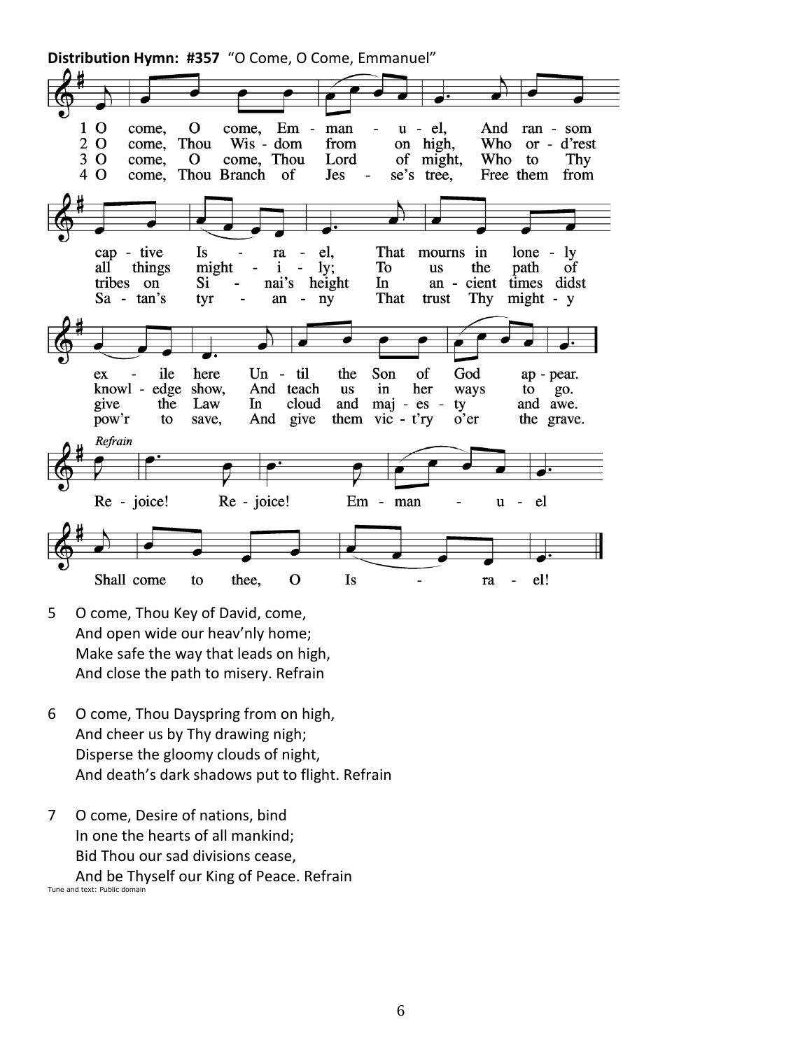**Distribution Hymn: #357** "O Come, O Come, Emmanuel"

1 O come, O come, Emmanuel, And ransom captive Israel, That mourns in lonely exile here Until the Son of God appear.

2 O come, Thou Wisdom from on high, Who order'st all things mightily; To us the path of knowledge show, And teach us in her ways to go.

3 O come, O come, Thou Lord of might, Who to Thy tribes on Sinai's height In ancient times didst give the Law In cloud and majesty and awe.

4 O come, Thou Branch of Jesse's tree, Free them from Satan's tyranny That trust Thy mighty pow'r to save, And give them vict'ry o'er the grave.

*Refrain*

Rejoice! Rejoice! Emmanuel Shall come to thee, O Israel!

5 O come, Thou Key of David, come,
And open wide our heav'nly home;
Make safe the way that leads on high,
And close the path to misery. Refrain

6 O come, Thou Dayspring from on high,
And cheer us by Thy drawing nigh;
Disperse the gloomy clouds of night,
And death's dark shadows put to flight. Refrain

7 O come, Desire of nations, bind
In one the hearts of all mankind;
Bid Thou our sad divisions cease,
And be Thyself our King of Peace. Refrain

Tune and text: Public domain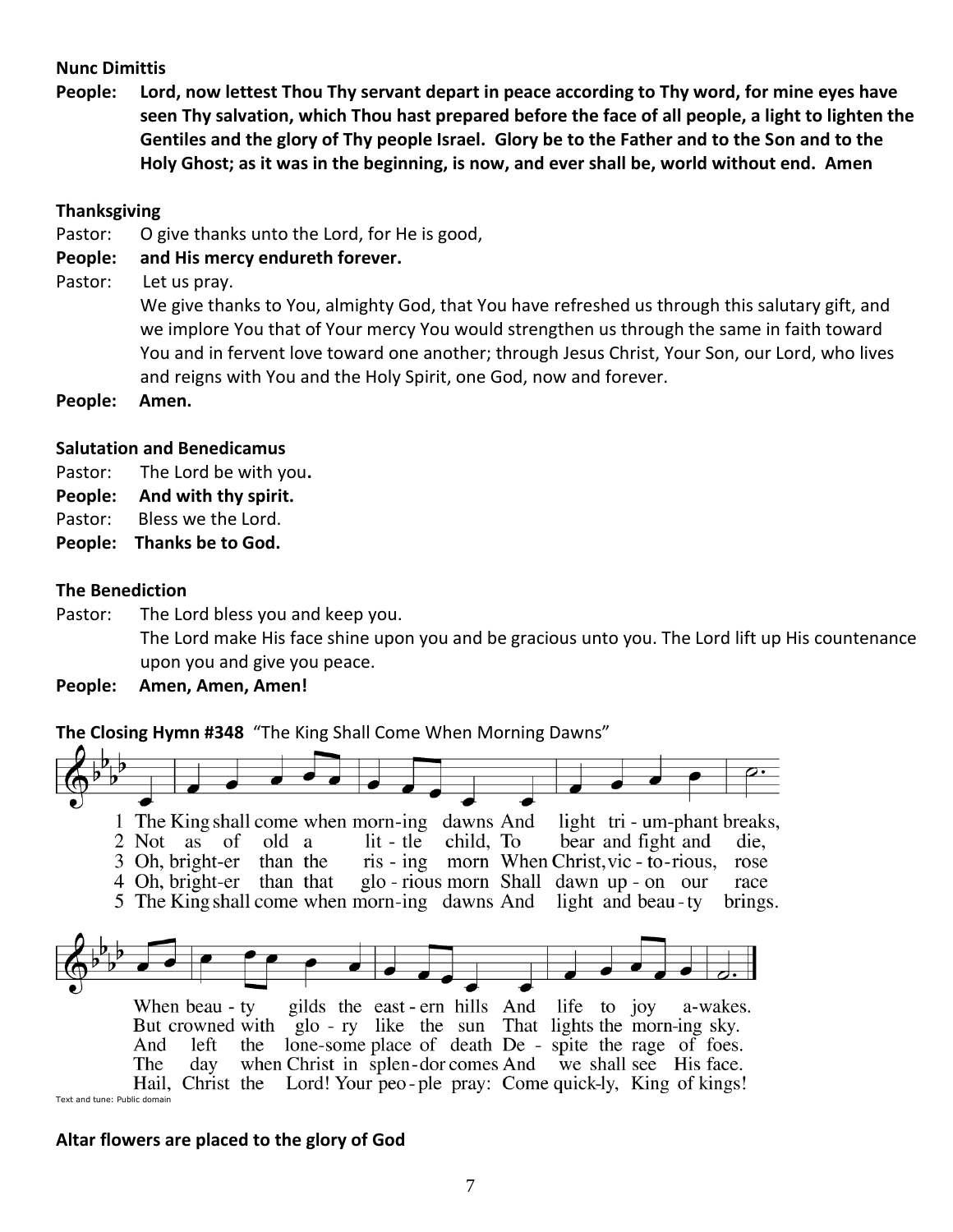**Nunc Dimittis**

**People: Lord, now lettest Thou Thy servant depart in peace according to Thy word, for mine eyes have seen Thy salvation, which Thou hast prepared before the face of all people, a light to lighten the Gentiles and the glory of Thy people Israel. Glory be to the Father and to the Son and to the Holy Ghost; as it was in the beginning, is now, and ever shall be, world without end. Amen**

**Thanksgiving**

Pastor: O give thanks unto the Lord, for He is good,

**People: and His mercy endureth forever.**

Pastor: Let us pray.
We give thanks to You, almighty God, that You have refreshed us through this salutary gift, and we implore You that of Your mercy You would strengthen us through the same in faith toward You and in fervent love toward one another; through Jesus Christ, Your Son, our Lord, who lives and reigns with You and the Holy Spirit, one God, now and forever.

**People: Amen.**

**Salutation and Benedicamus**

Pastor: The Lord be with you.

**People: And with thy spirit.**

Pastor: Bless we the Lord.

**People: Thanks be to God.**

**The Benediction**

Pastor: The Lord bless you and keep you.
The Lord make His face shine upon you and be gracious unto you. The Lord lift up His countenance upon you and give you peace.

**People: Amen, Amen, Amen!**

**The Closing Hymn #348** "The King Shall Come When Morning Dawns"

1 The King shall come when morn-ing dawns And light tri - um-phant breaks,
When beau - ty gilds the east - ern hills And life to joy a-wakes.

2 Not as of old a lit - tle child, To bear and fight and die,
But crowned with glo - ry like the sun That lights the morn-ing sky.

3 Oh, bright-er than the ris - ing morn When Christ, vic - to-rious, rose
And left the lone-some place of death De - spite the rage of foes.

4 Oh, bright-er than that glo - rious morn Shall dawn up - on our race
The day when Christ in splen-dor comes And we shall see His face.

5 The King shall come when morn-ing dawns And light and beau - ty brings.
Hail, Christ the Lord! Your peo - ple pray: Come quick-ly, King of kings!

Text and tune: Public domain

**Altar flowers are placed to the glory of God**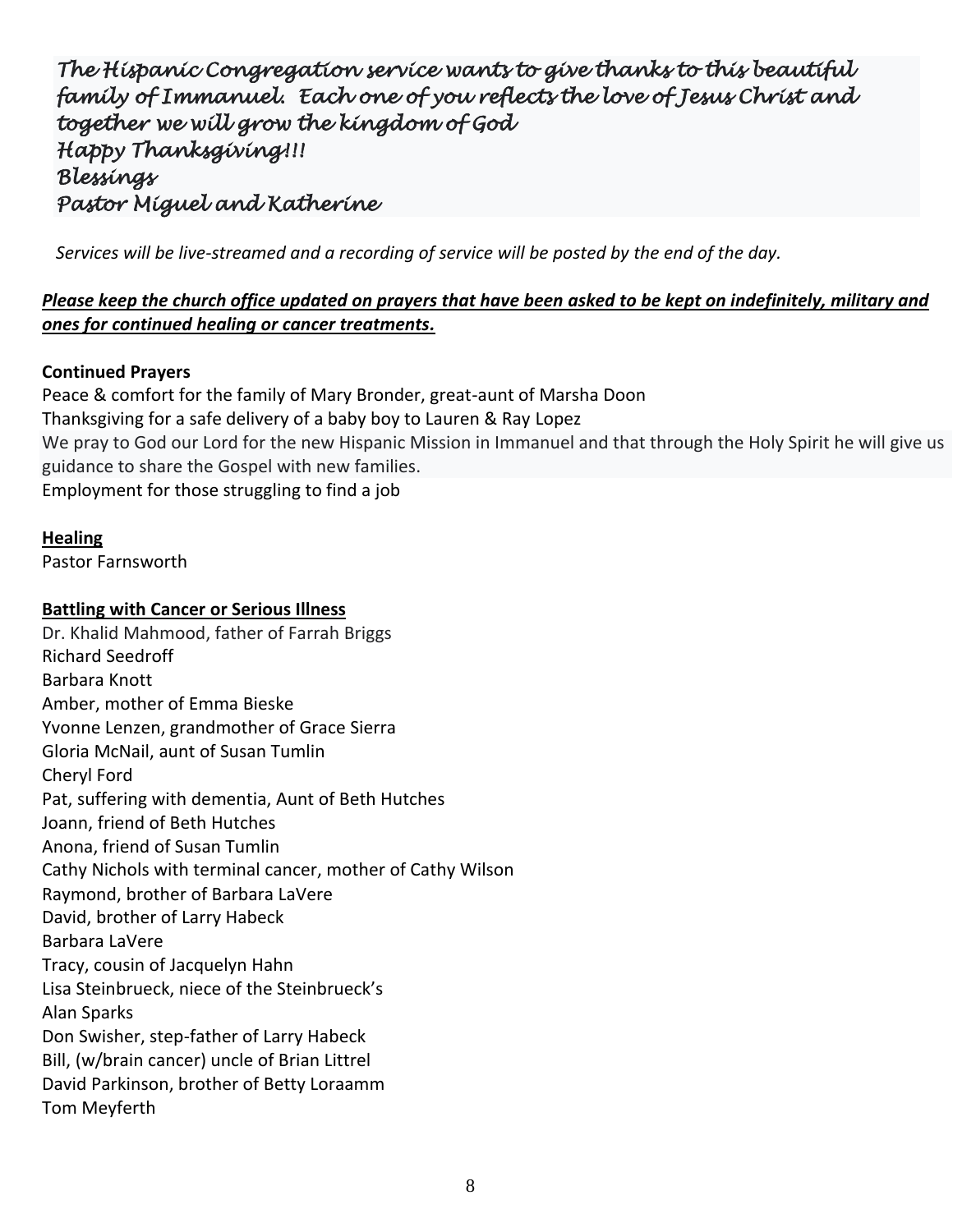*The Hispanic Congregation service wants to give thanks to this beautiful family of Immanuel. Each one of you reflects the love of Jesus Christ and together we will grow the kingdom of God*
*Happy Thanksgiving!!!*
*Blessings*
*Pastor Miguel and Katherine*

*Services will be live-streamed and a recording of service will be posted by the end of the day.*

***<u>Please keep the church office updated on prayers that have been asked to be kept on indefinitely, military and ones for continued healing or cancer treatments.</u>***

**Continued Prayers**

Peace & comfort for the family of Mary Bronder, great-aunt of Marsha Doon
Thanksgiving for a safe delivery of a baby boy to Lauren & Ray Lopez
We pray to God our Lord for the new Hispanic Mission in Immanuel and that through the Holy Spirit he will give us guidance to share the Gospel with new families.
Employment for those struggling to find a job

**<u>Healing</u>**

Pastor Farnsworth

**<u>Battling with Cancer or Serious Illness</u>**

Dr. Khalid Mahmood, father of Farrah Briggs
Richard Seedroff
Barbara Knott
Amber, mother of Emma Bieske
Yvonne Lenzen, grandmother of Grace Sierra
Gloria McNail, aunt of Susan Tumlin
Cheryl Ford
Pat, suffering with dementia, Aunt of Beth Hutches
Joann, friend of Beth Hutches
Anona, friend of Susan Tumlin
Cathy Nichols with terminal cancer, mother of Cathy Wilson
Raymond, brother of Barbara LaVere
David, brother of Larry Habeck
Barbara LaVere
Tracy, cousin of Jacquelyn Hahn
Lisa Steinbrueck, niece of the Steinbrueck's
Alan Sparks
Don Swisher, step-father of Larry Habeck
Bill, (w/brain cancer) uncle of Brian Littrel
David Parkinson, brother of Betty Loraamm
Tom Meyferth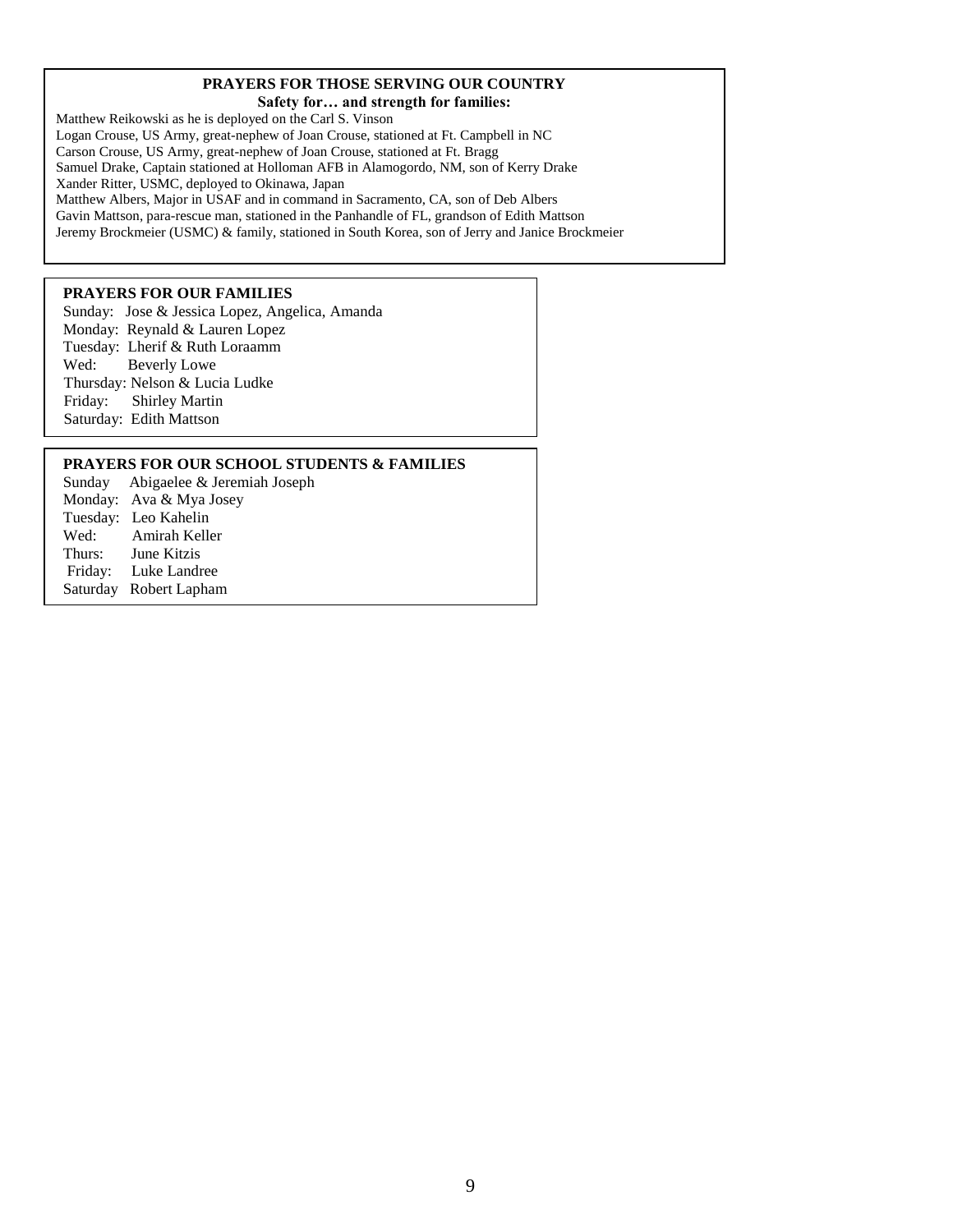## PRAYERS FOR THOSE SERVING OUR COUNTRY

**Safety for… and strength for families:**

Matthew Reikowski as he is deployed on the Carl S. Vinson
Logan Crouse, US Army, great-nephew of Joan Crouse, stationed at Ft. Campbell in NC
Carson Crouse, US Army, great-nephew of Joan Crouse, stationed at Ft. Bragg
Samuel Drake, Captain stationed at Holloman AFB in Alamogordo, NM, son of Kerry Drake
Xander Ritter, USMC, deployed to Okinawa, Japan
Matthew Albers, Major in USAF and in command in Sacramento, CA, son of Deb Albers
Gavin Mattson, para-rescue man, stationed in the Panhandle of FL, grandson of Edith Mattson
Jeremy Brockmeier (USMC) & family, stationed in South Korea, son of Jerry and Janice Brockmeier

## PRAYERS FOR OUR FAMILIES

Sunday: Jose & Jessica Lopez, Angelica, Amanda
Monday: Reynald & Lauren Lopez
Tuesday: Lherif & Ruth Loraamm
Wed: Beverly Lowe
Thursday: Nelson & Lucia Ludke
Friday: Shirley Martin
Saturday: Edith Mattson

## PRAYERS FOR OUR SCHOOL STUDENTS & FAMILIES

Sunday Abigaelee & Jeremiah Joseph
Monday: Ava & Mya Josey
Tuesday: Leo Kahelin
Wed: Amirah Keller
Thurs: June Kitzis
Friday: Luke Landree
Saturday Robert Lapham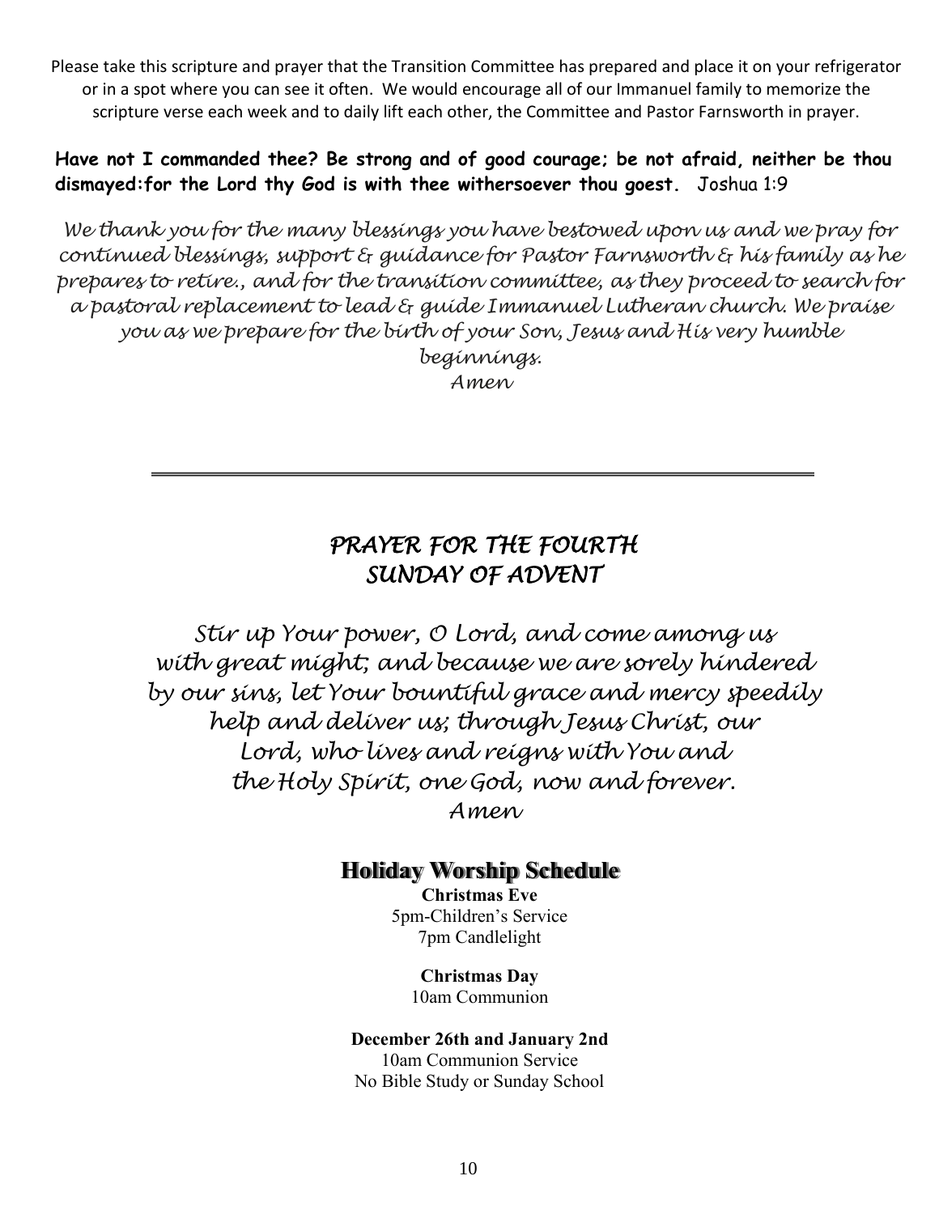Please take this scripture and prayer that the Transition Committee has prepared and place it on your refrigerator or in a spot where you can see it often. We would encourage all of our Immanuel family to memorize the scripture verse each week and to daily lift each other, the Committee and Pastor Farnsworth in prayer.

**Have not I commanded thee? Be strong and of good courage; be not afraid, neither be thou dismayed:for the Lord thy God is with thee withersoever thou goest.** Joshua 1:9

*We thank you for the many blessings you have bestowed upon us and we pray for continued blessings, support & guidance for Pastor Farnsworth & his family as he prepares to retire:, and for the transition committee, as they proceed to search for a pastoral replacement to lead & guide Immanuel Lutheran church. We praise you as we prepare for the birth of your Son, Jesus and His very humble beginnings.*
*Amen*

---

## *PRAYER FOR THE FOURTH SUNDAY OF ADVENT*

*Stir up Your power, O Lord, and come among us with great might; and because we are sorely hindered by our sins, let Your bountiful grace and mercy speedily help and deliver us; through Jesus Christ, our Lord, who lives and reigns with You and the Holy Spirit, one God, now and forever.*
*Amen*

## Holiday Worship Schedule

**Christmas Eve**
5pm-Children's Service
7pm Candlelight

**Christmas Day**
10am Communion

**December 26th and January 2nd**
10am Communion Service
No Bible Study or Sunday School